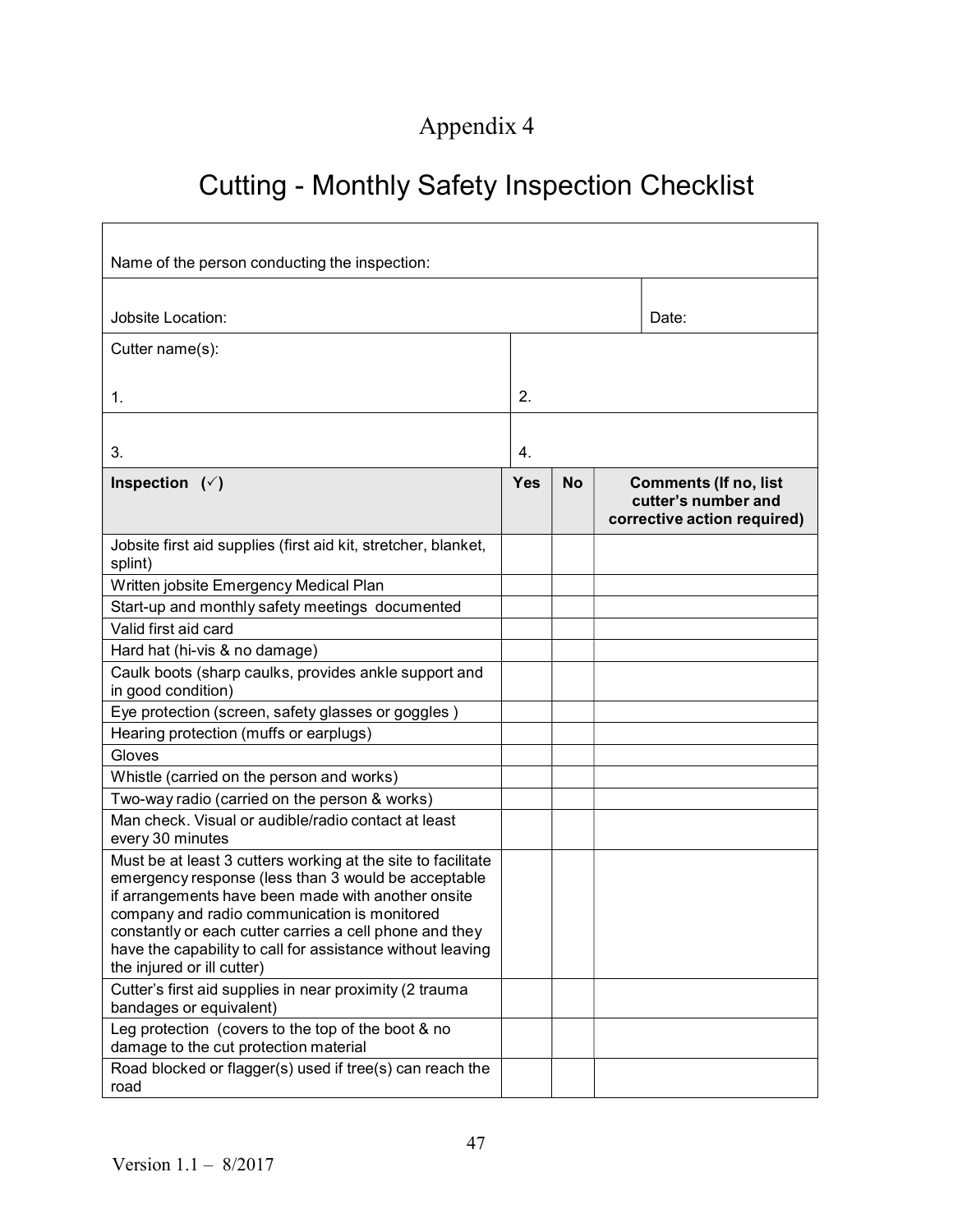# Appendix 4

## Cutting - Monthly Safety Inspection Checklist

| Name of the person conducting the inspection: | | |
|---|---|---|
| Jobsite Location: | | Date: |
| Cutter name(s): <br><br>1. | 2. | |
| 3. | 4. | |

| Inspection (✓) | Yes | No | Comments (If no, list cutter's number and corrective action required) |
|---|---|---|---|
| Jobsite first aid supplies (first aid kit, stretcher, blanket, splint) | | | |
| Written jobsite Emergency Medical Plan | | | |
| Start-up and monthly safety meetings documented | | | |
| Valid first aid card | | | |
| Hard hat (hi-vis & no damage) | | | |
| Caulk boots (sharp caulks, provides ankle support and in good condition) | | | |
| Eye protection (screen, safety glasses or goggles ) | | | |
| Hearing protection (muffs or earplugs) | | | |
| Gloves | | | |
| Whistle (carried on the person and works) | | | |
| Two-way radio (carried on the person & works) | | | |
| Man check. Visual or audible/radio contact at least every 30 minutes | | | |
| Must be at least 3 cutters working at the site to facilitate emergency response (less than 3 would be acceptable if arrangements have been made with another onsite company and radio communication is monitored constantly or each cutter carries a cell phone and they have the capability to call for assistance without leaving the injured or ill cutter) | | | |
| Cutter's first aid supplies in near proximity (2 trauma bandages or equivalent) | | | |
| Leg protection (covers to the top of the boot & no damage to the cut protection material | | | |
| Road blocked or flagger(s) used if tree(s) can reach the road | | | |

Version 1.1 – 8/2017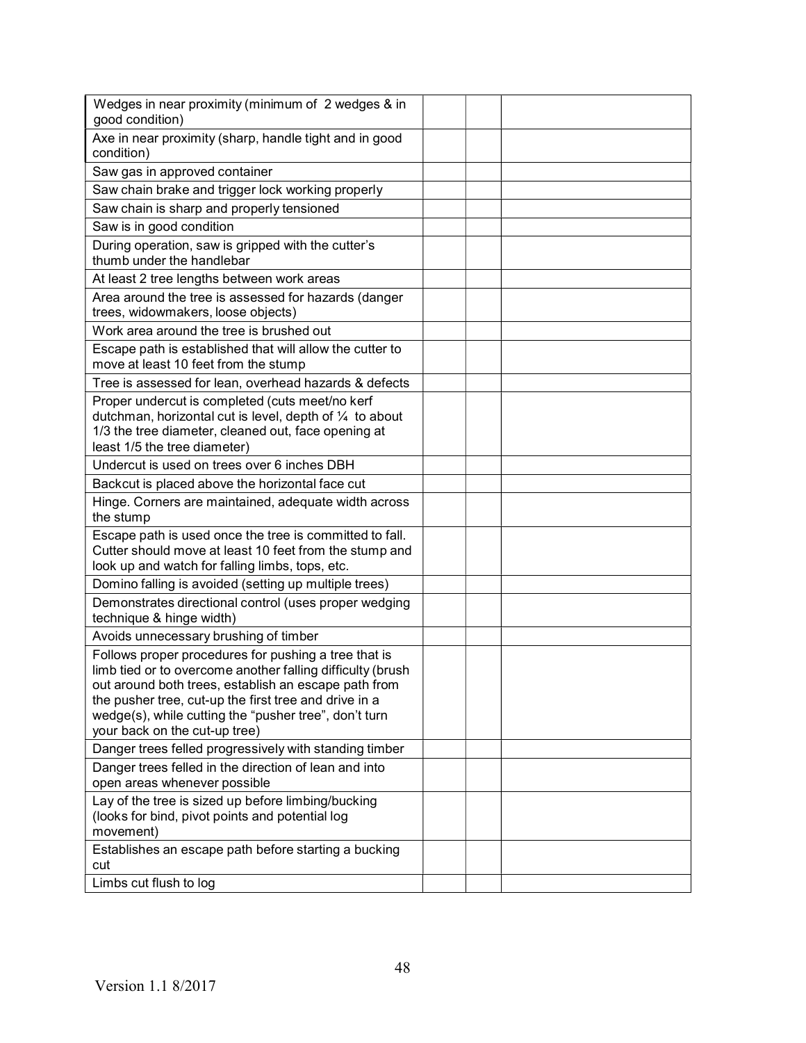| | | | |
|---|---|---|---|
| Wedges in near proximity (minimum of 2 wedges & in good condition) | | | |
| Axe in near proximity (sharp, handle tight and in good condition) | | | |
| Saw gas in approved container | | | |
| Saw chain brake and trigger lock working properly | | | |
| Saw chain is sharp and properly tensioned | | | |
| Saw is in good condition | | | |
| During operation, saw is gripped with the cutter's thumb under the handlebar | | | |
| At least 2 tree lengths between work areas | | | |
| Area around the tree is assessed for hazards (danger trees, widowmakers, loose objects) | | | |
| Work area around the tree is brushed out | | | |
| Escape path is established that will allow the cutter to move at least 10 feet from the stump | | | |
| Tree is assessed for lean, overhead hazards & defects | | | |
| Proper undercut is completed (cuts meet/no kerf dutchman, horizontal cut is level, depth of ¼ to about 1/3 the tree diameter, cleaned out, face opening at least 1/5 the tree diameter) | | | |
| Undercut is used on trees over 6 inches DBH | | | |
| Backcut is placed above the horizontal face cut | | | |
| Hinge. Corners are maintained, adequate width across the stump | | | |
| Escape path is used once the tree is committed to fall. Cutter should move at least 10 feet from the stump and look up and watch for falling limbs, tops, etc. | | | |
| Domino falling is avoided (setting up multiple trees) | | | |
| Demonstrates directional control (uses proper wedging technique & hinge width) | | | |
| Avoids unnecessary brushing of timber | | | |
| Follows proper procedures for pushing a tree that is limb tied or to overcome another falling difficulty (brush out around both trees, establish an escape path from the pusher tree, cut-up the first tree and drive in a wedge(s), while cutting the "pusher tree", don't turn your back on the cut-up tree) | | | |
| Danger trees felled progressively with standing timber | | | |
| Danger trees felled in the direction of lean and into open areas whenever possible | | | |
| Lay of the tree is sized up before limbing/bucking (looks for bind, pivot points and potential log movement) | | | |
| Establishes an escape path before starting a bucking cut | | | |
| Limbs cut flush to log | | | |

Version 1.1 8/2017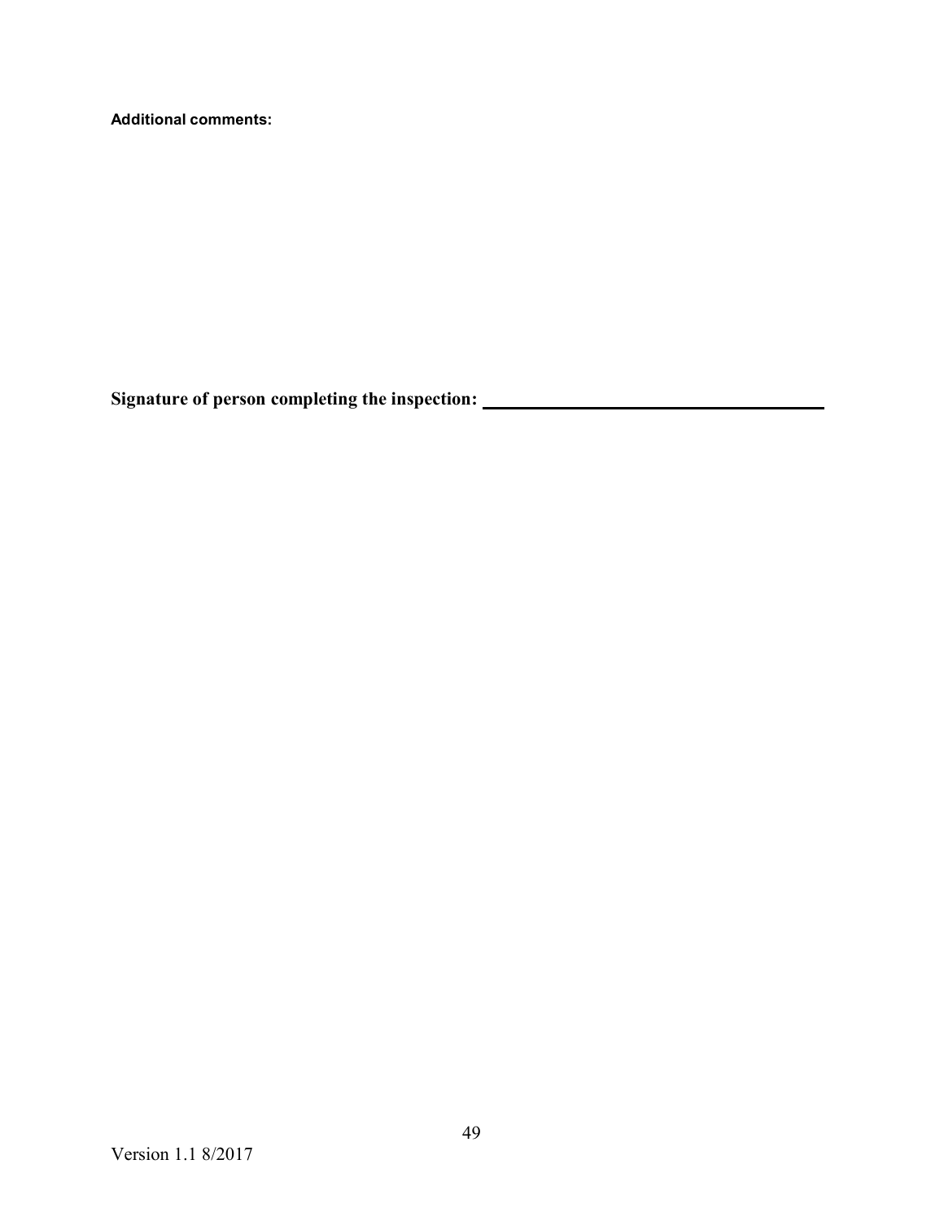**Additional comments:**

**Signature of person completing the inspection:** ___________________________________

Version 1.1 8/2017